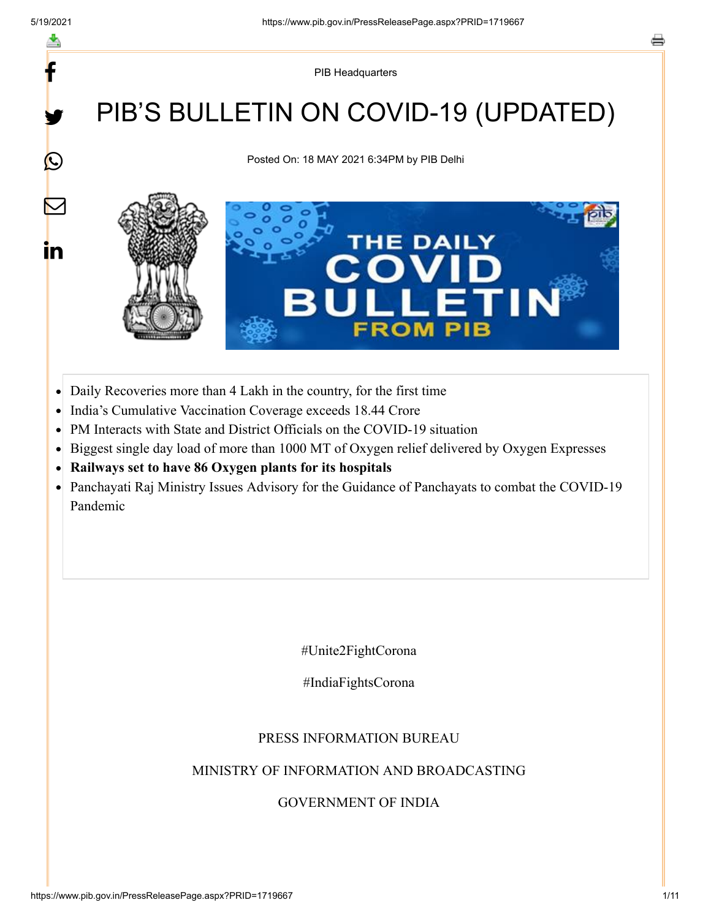PIB Headquarters

# PIB'S BULLETIN ON COVID-19 (UPDATED)

Posted On: 18 MAY 2021 6:34PM by PIB Delhi

- Daily Recoveries more than 4 Lakh in the country, for the first time
- India's Cumulative Vaccination Coverage exceeds 18.44 Crore
- PM Interacts with State and District Officials on the COVID-19 situation
- Biggest single day load of more than 1000 MT of Oxygen relief delivered by Oxygen Expresses
- **Railways set to have 86 Oxygen plants for its hospitals**
- Panchayati Raj Ministry Issues Advisory for the Guidance of Panchayats to combat the COVID-19 Pandemic

#Unite2FightCorona

#IndiaFightsCorona

PRESS INFORMATION BUREAU

MINISTRY OF INFORMATION AND BROADCASTING

GOVERNMENT OF INDIA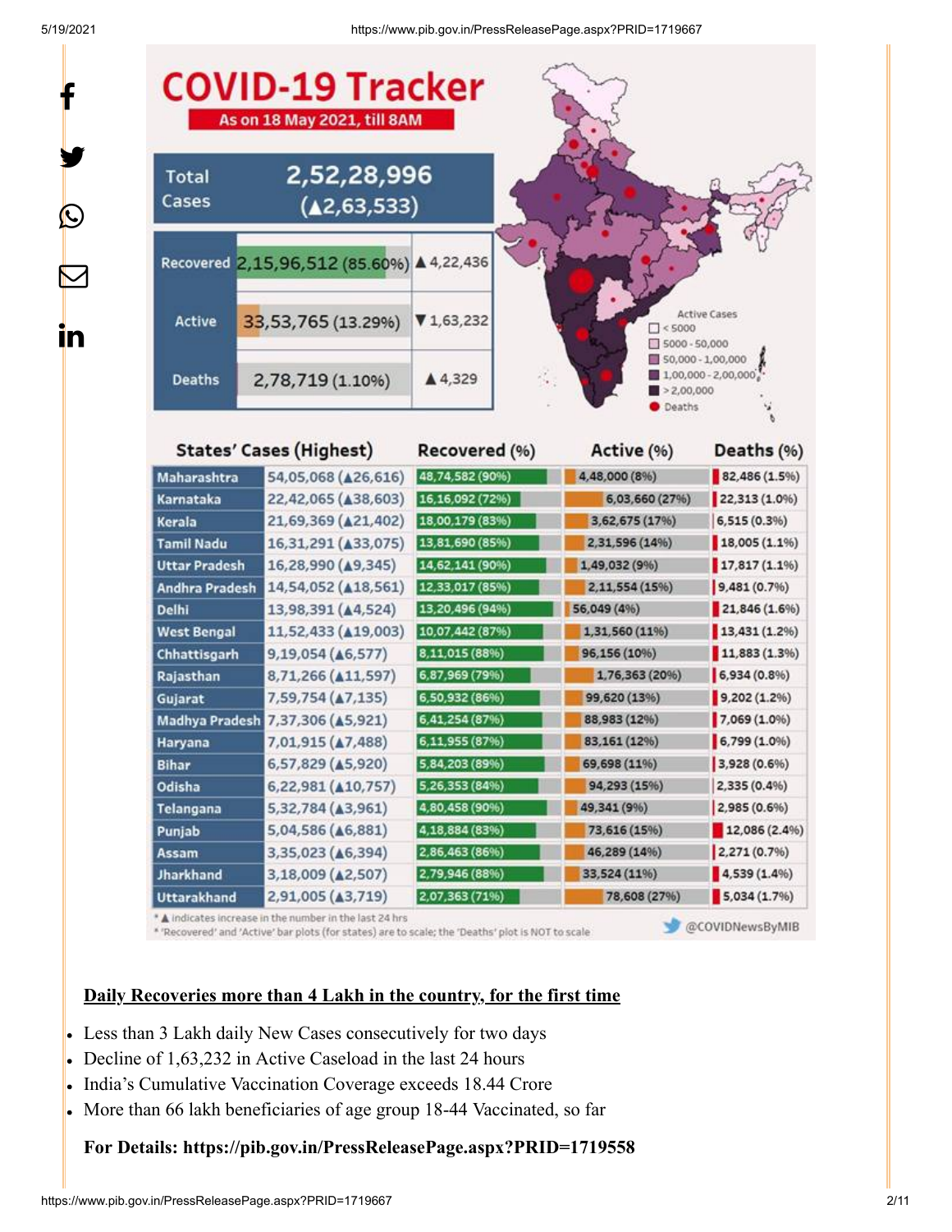# COVID-19 Tracker

**As on 18 May 2021, till 8AM**

| | | |
|---|---|---|
| Total Cases | 2,52,28,996 (▲2,63,533) | |
| Recovered | 2,15,96,512 (85.60%) | ▲4,22,436 |
| Active | 33,53,765 (13.29%) | ▼1,63,232 |
| Deaths | 2,78,719 (1.10%) | ▲4,329 |

Active Cases: < 5000; 5000 - 50,000; 50,000 - 1,00,000; 1,00,000 - 2,00,000; > 2,00,000; Deaths

| States' Cases (Highest) | | Recovered (%) | Active (%) | Deaths (%) |
|---|---|---|---|---|
| Maharashtra | 54,05,068 (▲26,616) | 48,74,582 (90%) | 4,48,000 (8%) | 82,486 (1.5%) |
| Karnataka | 22,42,065 (▲38,603) | 16,16,092 (72%) | 6,03,660 (27%) | 22,313 (1.0%) |
| Kerala | 21,69,369 (▲21,402) | 18,00,179 (83%) | 3,62,675 (17%) | 6,515 (0.3%) |
| Tamil Nadu | 16,31,291 (▲33,075) | 13,81,690 (85%) | 2,31,596 (14%) | 18,005 (1.1%) |
| Uttar Pradesh | 16,28,990 (▲9,345) | 14,62,141 (90%) | 1,49,032 (9%) | 17,817 (1.1%) |
| Andhra Pradesh | 14,54,052 (▲18,561) | 12,33,017 (85%) | 2,11,554 (15%) | 9,481 (0.7%) |
| Delhi | 13,98,391 (▲4,524) | 13,20,496 (94%) | 56,049 (4%) | 21,846 (1.6%) |
| West Bengal | 11,52,433 (▲19,003) | 10,07,442 (87%) | 1,31,560 (11%) | 13,431 (1.2%) |
| Chhattisgarh | 9,19,054 (▲6,577) | 8,11,015 (88%) | 96,156 (10%) | 11,883 (1.3%) |
| Rajasthan | 8,71,266 (▲11,597) | 6,87,969 (79%) | 1,76,363 (20%) | 6,934 (0.8%) |
| Gujarat | 7,59,754 (▲7,135) | 6,50,932 (86%) | 99,620 (13%) | 9,202 (1.2%) |
| Madhya Pradesh | 7,37,306 (▲5,921) | 6,41,254 (87%) | 88,983 (12%) | 7,069 (1.0%) |
| Haryana | 7,01,915 (▲7,488) | 6,11,955 (87%) | 83,161 (12%) | 6,799 (1.0%) |
| Bihar | 6,57,829 (▲5,920) | 5,84,203 (89%) | 69,698 (11%) | 3,928 (0.6%) |
| Odisha | 6,22,981 (▲10,757) | 5,26,353 (84%) | 94,293 (15%) | 2,335 (0.4%) |
| Telangana | 5,32,784 (▲3,961) | 4,80,458 (90%) | 49,341 (9%) | 2,985 (0.6%) |
| Punjab | 5,04,586 (▲6,881) | 4,18,884 (83%) | 73,616 (15%) | 12,086 (2.4%) |
| Assam | 3,35,023 (▲6,394) | 2,86,463 (86%) | 46,289 (14%) | 2,271 (0.7%) |
| Jharkhand | 3,18,009 (▲2,507) | 2,79,946 (88%) | 33,524 (11%) | 4,539 (1.4%) |
| Uttarakhand | 2,91,005 (▲3,719) | 2,07,363 (71%) | 78,608 (27%) | 5,034 (1.7%) |

* ▲ indicates increase in the number in the last 24 hrs
* 'Recovered' and 'Active' bar plots (for states) are to scale; the 'Deaths' plot is NOT to scale

@COVIDNewsByMIB

**Daily Recoveries more than 4 Lakh in the country, for the first time**

- Less than 3 Lakh daily New Cases consecutively for two days
- Decline of 1,63,232 in Active Caseload in the last 24 hours
- India's Cumulative Vaccination Coverage exceeds 18.44 Crore
- More than 66 lakh beneficiaries of age group 18-44 Vaccinated, so far

**For Details: https://pib.gov.in/PressReleasePage.aspx?PRID=1719558**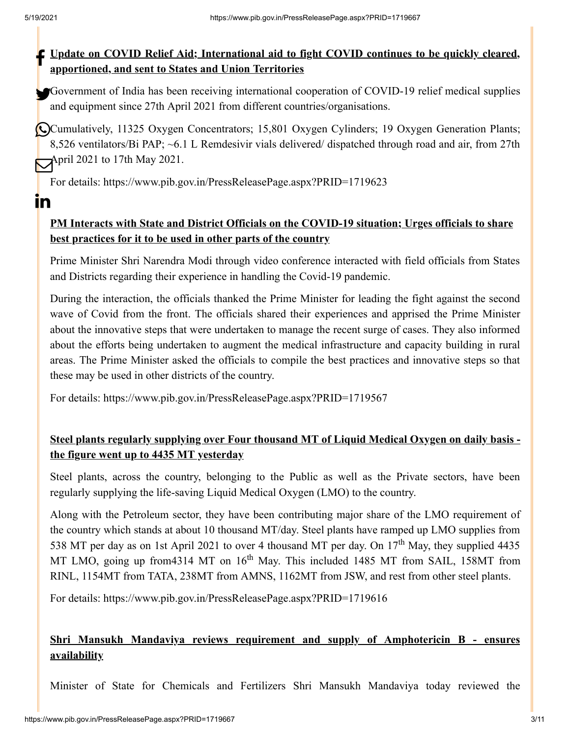**Update on COVID Relief Aid; International aid to fight COVID continues to be quickly cleared, apportioned, and sent to States and Union Territories**

Government of India has been receiving international cooperation of COVID-19 relief medical supplies and equipment since 27th April 2021 from different countries/organisations.

Cumulatively, 11325 Oxygen Concentrators; 15,801 Oxygen Cylinders; 19 Oxygen Generation Plants; 8,526 ventilators/Bi PAP; ~6.1 L Remdesivir vials delivered/ dispatched through road and air, from 27th April 2021 to 17th May 2021.

For details: https://www.pib.gov.in/PressReleasePage.aspx?PRID=1719623

**PM Interacts with State and District Officials on the COVID-19 situation; Urges officials to share best practices for it to be used in other parts of the country**

Prime Minister Shri Narendra Modi through video conference interacted with field officials from States and Districts regarding their experience in handling the Covid-19 pandemic.

During the interaction, the officials thanked the Prime Minister for leading the fight against the second wave of Covid from the front. The officials shared their experiences and apprised the Prime Minister about the innovative steps that were undertaken to manage the recent surge of cases. They also informed about the efforts being undertaken to augment the medical infrastructure and capacity building in rural areas. The Prime Minister asked the officials to compile the best practices and innovative steps so that these may be used in other districts of the country.

For details: https://www.pib.gov.in/PressReleasePage.aspx?PRID=1719567

**Steel plants regularly supplying over Four thousand MT of Liquid Medical Oxygen on daily basis - the figure went up to 4435 MT yesterday**

Steel plants, across the country, belonging to the Public as well as the Private sectors, have been regularly supplying the life-saving Liquid Medical Oxygen (LMO) to the country.

Along with the Petroleum sector, they have been contributing major share of the LMO requirement of the country which stands at about 10 thousand MT/day. Steel plants have ramped up LMO supplies from 538 MT per day as on 1st April 2021 to over 4 thousand MT per day. On 17th May, they supplied 4435 MT LMO, going up from4314 MT on 16th May. This included 1485 MT from SAIL, 158MT from RINL, 1154MT from TATA, 238MT from AMNS, 1162MT from JSW, and rest from other steel plants.

For details: https://www.pib.gov.in/PressReleasePage.aspx?PRID=1719616

**Shri Mansukh Mandaviya reviews requirement and supply of Amphotericin B - ensures availability**

Minister of State for Chemicals and Fertilizers Shri Mansukh Mandaviya today reviewed the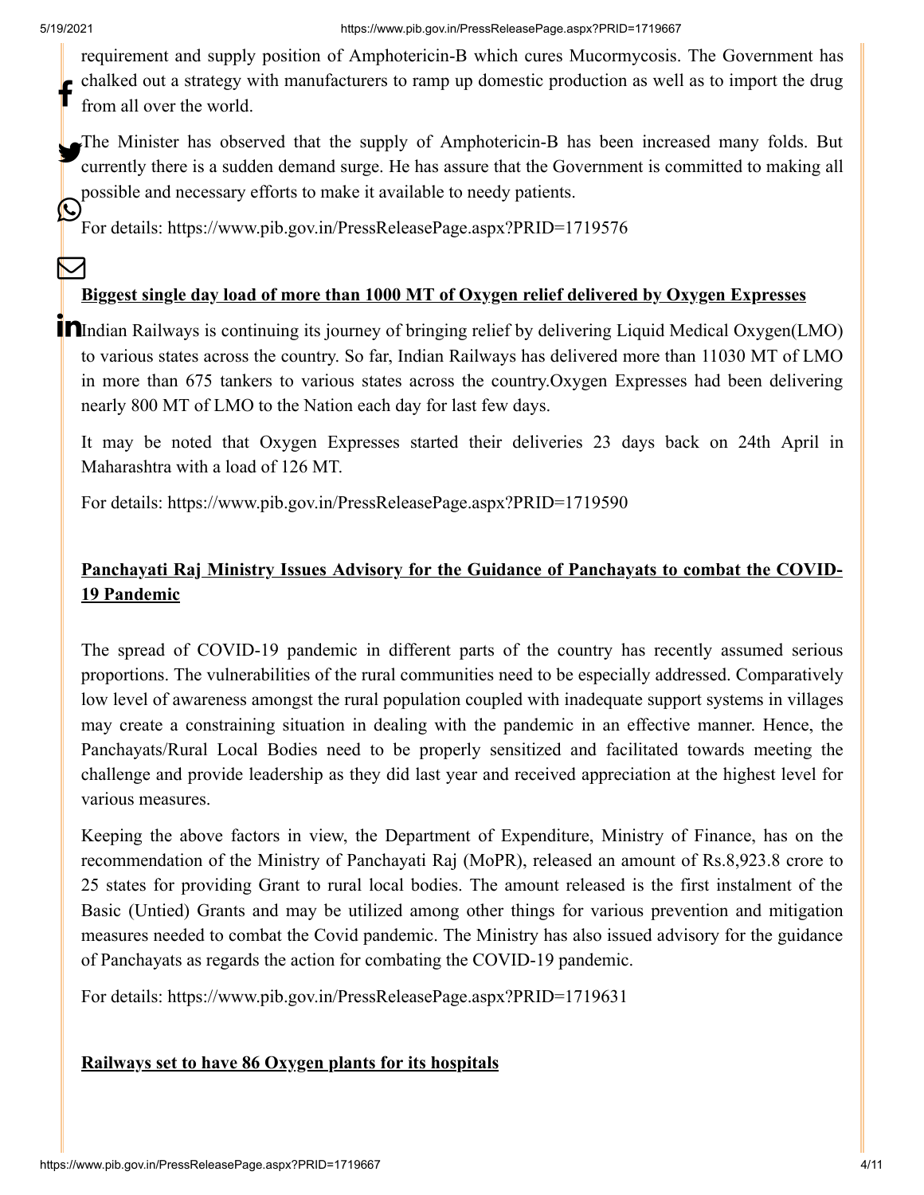requirement and supply position of Amphotericin-B which cures Mucormycosis. The Government has chalked out a strategy with manufacturers to ramp up domestic production as well as to import the drug from all over the world.

The Minister has observed that the supply of Amphotericin-B has been increased many folds. But currently there is a sudden demand surge. He has assure that the Government is committed to making all possible and necessary efforts to make it available to needy patients.

For details: https://www.pib.gov.in/PressReleasePage.aspx?PRID=1719576

**Biggest single day load of more than 1000 MT of Oxygen relief delivered by Oxygen Expresses**

Indian Railways is continuing its journey of bringing relief by delivering Liquid Medical Oxygen(LMO) to various states across the country. So far, Indian Railways has delivered more than 11030 MT of LMO in more than 675 tankers to various states across the country.Oxygen Expresses had been delivering nearly 800 MT of LMO to the Nation each day for last few days.

It may be noted that Oxygen Expresses started their deliveries 23 days back on 24th April in Maharashtra with a load of 126 MT.

For details: https://www.pib.gov.in/PressReleasePage.aspx?PRID=1719590

**Panchayati Raj Ministry Issues Advisory for the Guidance of Panchayats to combat the COVID-19 Pandemic**

The spread of COVID-19 pandemic in different parts of the country has recently assumed serious proportions. The vulnerabilities of the rural communities need to be especially addressed. Comparatively low level of awareness amongst the rural population coupled with inadequate support systems in villages may create a constraining situation in dealing with the pandemic in an effective manner. Hence, the Panchayats/Rural Local Bodies need to be properly sensitized and facilitated towards meeting the challenge and provide leadership as they did last year and received appreciation at the highest level for various measures.

Keeping the above factors in view, the Department of Expenditure, Ministry of Finance, has on the recommendation of the Ministry of Panchayati Raj (MoPR), released an amount of Rs.8,923.8 crore to 25 states for providing Grant to rural local bodies. The amount released is the first instalment of the Basic (Untied) Grants and may be utilized among other things for various prevention and mitigation measures needed to combat the Covid pandemic. The Ministry has also issued advisory for the guidance of Panchayats as regards the action for combating the COVID-19 pandemic.

For details: https://www.pib.gov.in/PressReleasePage.aspx?PRID=1719631

**Railways set to have 86 Oxygen plants for its hospitals**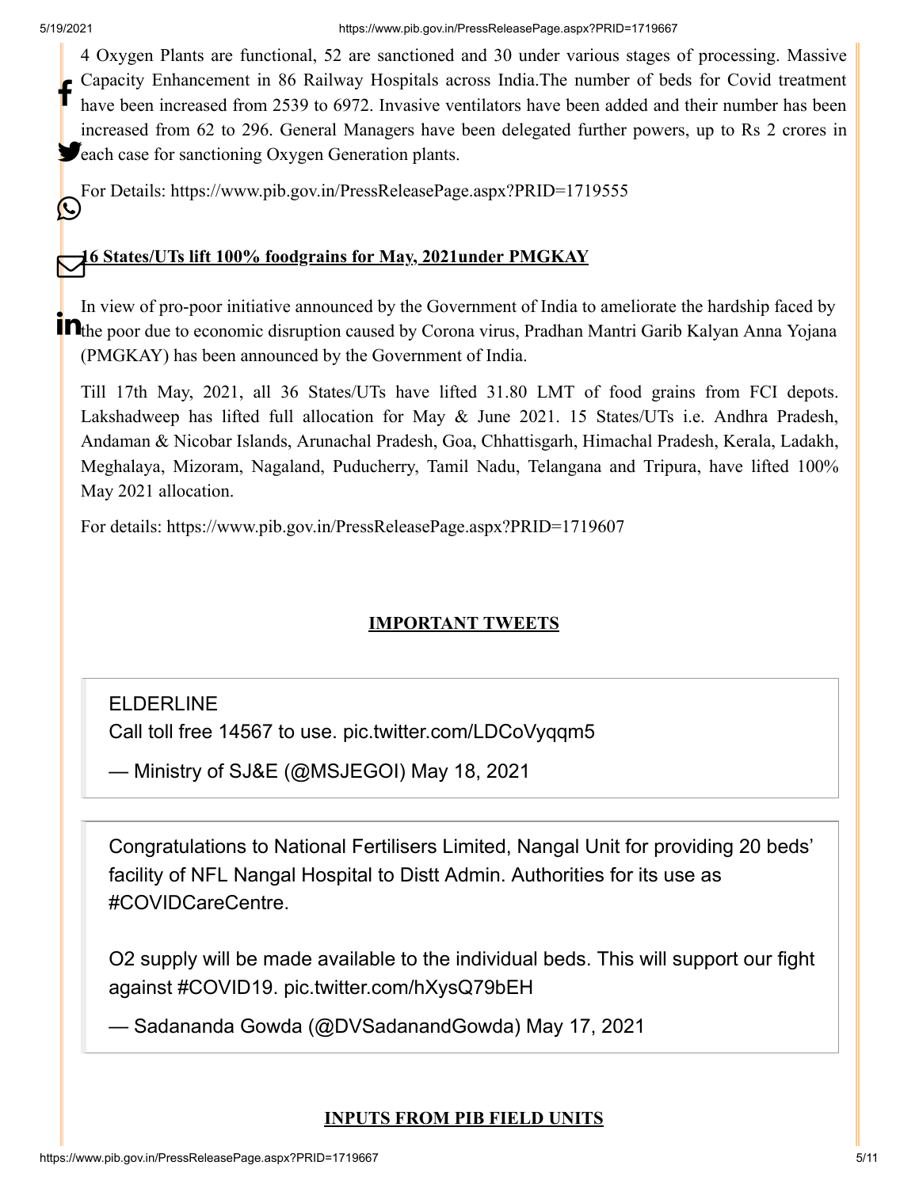4 Oxygen Plants are functional, 52 are sanctioned and 30 under various stages of processing. Massive Capacity Enhancement in 86 Railway Hospitals across India.The number of beds for Covid treatment have been increased from 2539 to 6972. Invasive ventilators have been added and their number has been increased from 62 to 296. General Managers have been delegated further powers, up to Rs 2 crores in each case for sanctioning Oxygen Generation plants.

For Details: https://www.pib.gov.in/PressReleasePage.aspx?PRID=1719555

**16 States/UTs lift 100% foodgrains for May, 2021under PMGKAY**

In view of pro-poor initiative announced by the Government of India to ameliorate the hardship faced by the poor due to economic disruption caused by Corona virus, Pradhan Mantri Garib Kalyan Anna Yojana (PMGKAY) has been announced by the Government of India.

Till 17th May, 2021, all 36 States/UTs have lifted 31.80 LMT of food grains from FCI depots. Lakshadweep has lifted full allocation for May & June 2021. 15 States/UTs i.e. Andhra Pradesh, Andaman & Nicobar Islands, Arunachal Pradesh, Goa, Chhattisgarh, Himachal Pradesh, Kerala, Ladakh, Meghalaya, Mizoram, Nagaland, Puducherry, Tamil Nadu, Telangana and Tripura, have lifted 100% May 2021 allocation.

For details: https://www.pib.gov.in/PressReleasePage.aspx?PRID=1719607

**IMPORTANT TWEETS**

> ELDERLINE
> Call toll free 14567 to use. pic.twitter.com/LDCoVyqqm5
>
> — Ministry of SJ&E (@MSJEGOI) May 18, 2021

> Congratulations to National Fertilisers Limited, Nangal Unit for providing 20 beds' facility of NFL Nangal Hospital to Distt Admin. Authorities for its use as #COVIDCareCentre.
>
> O2 supply will be made available to the individual beds. This will support our fight against #COVID19. pic.twitter.com/hXysQ79bEH
>
> — Sadananda Gowda (@DVSadanandGowda) May 17, 2021

**INPUTS FROM PIB FIELD UNITS**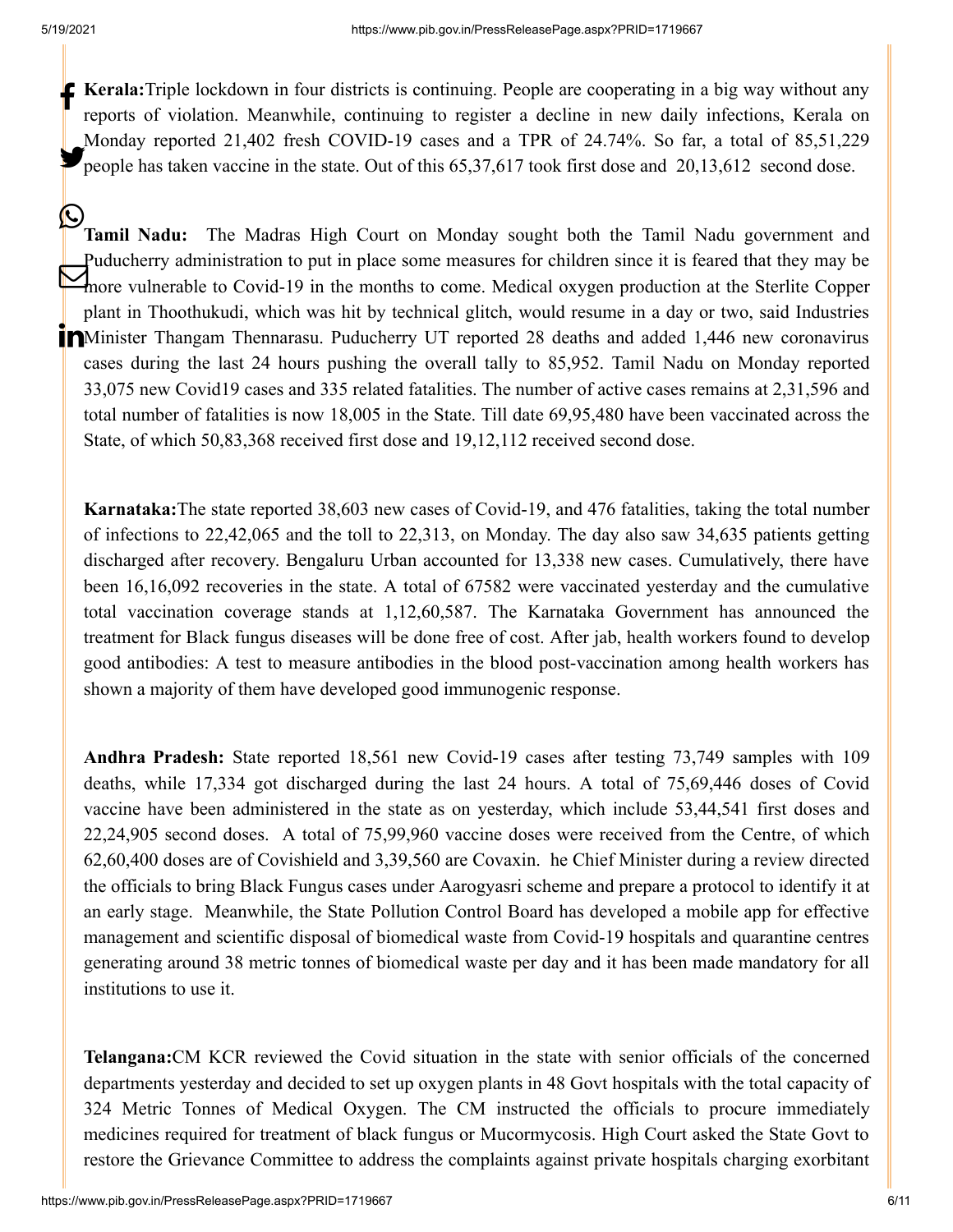**Kerala:**Triple lockdown in four districts is continuing. People are cooperating in a big way without any reports of violation. Meanwhile, continuing to register a decline in new daily infections, Kerala on Monday reported 21,402 fresh COVID-19 cases and a TPR of 24.74%. So far, a total of 85,51,229 people has taken vaccine in the state. Out of this 65,37,617 took first dose and 20,13,612 second dose.

**Tamil Nadu:** The Madras High Court on Monday sought both the Tamil Nadu government and Puducherry administration to put in place some measures for children since it is feared that they may be more vulnerable to Covid-19 in the months to come. Medical oxygen production at the Sterlite Copper plant in Thoothukudi, which was hit by technical glitch, would resume in a day or two, said Industries Minister Thangam Thennarasu. Puducherry UT reported 28 deaths and added 1,446 new coronavirus cases during the last 24 hours pushing the overall tally to 85,952. Tamil Nadu on Monday reported 33,075 new Covid19 cases and 335 related fatalities. The number of active cases remains at 2,31,596 and total number of fatalities is now 18,005 in the State. Till date 69,95,480 have been vaccinated across the State, of which 50,83,368 received first dose and 19,12,112 received second dose.

**Karnataka:**The state reported 38,603 new cases of Covid-19, and 476 fatalities, taking the total number of infections to 22,42,065 and the toll to 22,313, on Monday. The day also saw 34,635 patients getting discharged after recovery. Bengaluru Urban accounted for 13,338 new cases. Cumulatively, there have been 16,16,092 recoveries in the state. A total of 67582 were vaccinated yesterday and the cumulative total vaccination coverage stands at 1,12,60,587. The Karnataka Government has announced the treatment for Black fungus diseases will be done free of cost. After jab, health workers found to develop good antibodies: A test to measure antibodies in the blood post-vaccination among health workers has shown a majority of them have developed good immunogenic response.

**Andhra Pradesh:** State reported 18,561 new Covid-19 cases after testing 73,749 samples with 109 deaths, while 17,334 got discharged during the last 24 hours. A total of 75,69,446 doses of Covid vaccine have been administered in the state as on yesterday, which include 53,44,541 first doses and 22,24,905 second doses. A total of 75,99,960 vaccine doses were received from the Centre, of which 62,60,400 doses are of Covishield and 3,39,560 are Covaxin. he Chief Minister during a review directed the officials to bring Black Fungus cases under Aarogyasri scheme and prepare a protocol to identify it at an early stage. Meanwhile, the State Pollution Control Board has developed a mobile app for effective management and scientific disposal of biomedical waste from Covid-19 hospitals and quarantine centres generating around 38 metric tonnes of biomedical waste per day and it has been made mandatory for all institutions to use it.

**Telangana:**CM KCR reviewed the Covid situation in the state with senior officials of the concerned departments yesterday and decided to set up oxygen plants in 48 Govt hospitals with the total capacity of 324 Metric Tonnes of Medical Oxygen. The CM instructed the officials to procure immediately medicines required for treatment of black fungus or Mucormycosis. High Court asked the State Govt to restore the Grievance Committee to address the complaints against private hospitals charging exorbitant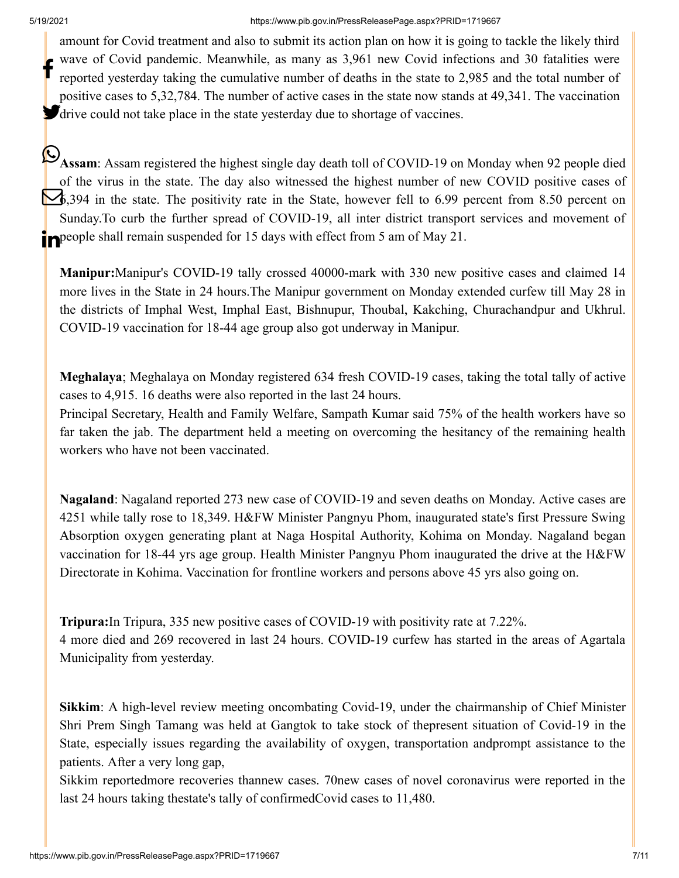amount for Covid treatment and also to submit its action plan on how it is going to tackle the likely third wave of Covid pandemic. Meanwhile, as many as 3,961 new Covid infections and 30 fatalities were reported yesterday taking the cumulative number of deaths in the state to 2,985 and the total number of positive cases to 5,32,784. The number of active cases in the state now stands at 49,341. The vaccination drive could not take place in the state yesterday due to shortage of vaccines.

**Assam**: Assam registered the highest single day death toll of COVID-19 on Monday when 92 people died of the virus in the state. The day also witnessed the highest number of new COVID positive cases of 6,394 in the state. The positivity rate in the State, however fell to 6.99 percent from 8.50 percent on Sunday.To curb the further spread of COVID-19, all inter district transport services and movement of people shall remain suspended for 15 days with effect from 5 am of May 21.

**Manipur:**Manipur's COVID-19 tally crossed 40000-mark with 330 new positive cases and claimed 14 more lives in the State in 24 hours.The Manipur government on Monday extended curfew till May 28 in the districts of Imphal West, Imphal East, Bishnupur, Thoubal, Kakching, Churachandpur and Ukhrul. COVID-19 vaccination for 18-44 age group also got underway in Manipur.

**Meghalaya**; Meghalaya on Monday registered 634 fresh COVID-19 cases, taking the total tally of active cases to 4,915. 16 deaths were also reported in the last 24 hours.
Principal Secretary, Health and Family Welfare, Sampath Kumar said 75% of the health workers have so far taken the jab. The department held a meeting on overcoming the hesitancy of the remaining health workers who have not been vaccinated.

**Nagaland**: Nagaland reported 273 new case of COVID-19 and seven deaths on Monday. Active cases are 4251 while tally rose to 18,349. H&FW Minister Pangnyu Phom, inaugurated state's first Pressure Swing Absorption oxygen generating plant at Naga Hospital Authority, Kohima on Monday. Nagaland began vaccination for 18-44 yrs age group. Health Minister Pangnyu Phom inaugurated the drive at the H&FW Directorate in Kohima. Vaccination for frontline workers and persons above 45 yrs also going on.

**Tripura:**In Tripura, 335 new positive cases of COVID-19 with positivity rate at 7.22%.
4 more died and 269 recovered in last 24 hours. COVID-19 curfew has started in the areas of Agartala Municipality from yesterday.

**Sikkim**: A high-level review meeting oncombating Covid-19, under the chairmanship of Chief Minister Shri Prem Singh Tamang was held at Gangtok to take stock of thepresent situation of Covid-19 in the State, especially issues regarding the availability of oxygen, transportation andprompt assistance to the patients. After a very long gap,
Sikkim reportedmore recoveries thannew cases. 70new cases of novel coronavirus were reported in the last 24 hours taking thestate's tally of confirmedCovid cases to 11,480.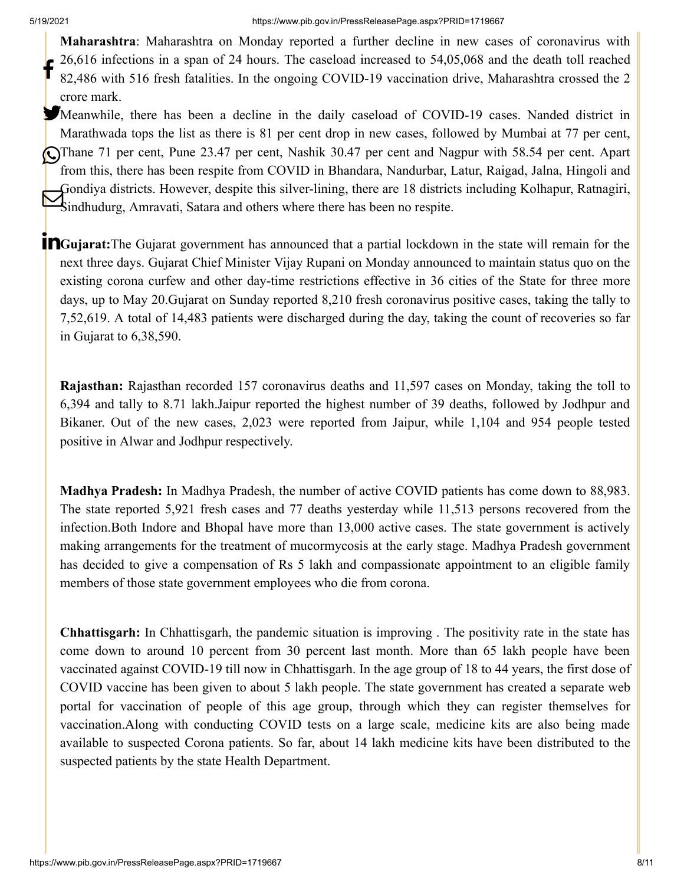**Maharashtra**: Maharashtra on Monday reported a further decline in new cases of coronavirus with 26,616 infections in a span of 24 hours. The caseload increased to 54,05,068 and the death toll reached 82,486 with 516 fresh fatalities. In the ongoing COVID-19 vaccination drive, Maharashtra crossed the 2 crore mark.

Meanwhile, there has been a decline in the daily caseload of COVID-19 cases. Nanded district in Marathwada tops the list as there is 81 per cent drop in new cases, followed by Mumbai at 77 per cent, Thane 71 per cent, Pune 23.47 per cent, Nashik 30.47 per cent and Nagpur with 58.54 per cent. Apart from this, there has been respite from COVID in Bhandara, Nandurbar, Latur, Raigad, Jalna, Hingoli and Gondiya districts. However, despite this silver-lining, there are 18 districts including Kolhapur, Ratnagiri, Sindhudurg, Amravati, Satara and others where there has been no respite.

**Gujarat:**The Gujarat government has announced that a partial lockdown in the state will remain for the next three days. Gujarat Chief Minister Vijay Rupani on Monday announced to maintain status quo on the existing corona curfew and other day-time restrictions effective in 36 cities of the State for three more days, up to May 20.Gujarat on Sunday reported 8,210 fresh coronavirus positive cases, taking the tally to 7,52,619. A total of 14,483 patients were discharged during the day, taking the count of recoveries so far in Gujarat to 6,38,590.

**Rajasthan:** Rajasthan recorded 157 coronavirus deaths and 11,597 cases on Monday, taking the toll to 6,394 and tally to 8.71 lakh.Jaipur reported the highest number of 39 deaths, followed by Jodhpur and Bikaner. Out of the new cases, 2,023 were reported from Jaipur, while 1,104 and 954 people tested positive in Alwar and Jodhpur respectively.

**Madhya Pradesh:** In Madhya Pradesh, the number of active COVID patients has come down to 88,983. The state reported 5,921 fresh cases and 77 deaths yesterday while 11,513 persons recovered from the infection.Both Indore and Bhopal have more than 13,000 active cases. The state government is actively making arrangements for the treatment of mucormycosis at the early stage. Madhya Pradesh government has decided to give a compensation of Rs 5 lakh and compassionate appointment to an eligible family members of those state government employees who die from corona.

**Chhattisgarh:** In Chhattisgarh, the pandemic situation is improving . The positivity rate in the state has come down to around 10 percent from 30 percent last month. More than 65 lakh people have been vaccinated against COVID-19 till now in Chhattisgarh. In the age group of 18 to 44 years, the first dose of COVID vaccine has been given to about 5 lakh people. The state government has created a separate web portal for vaccination of people of this age group, through which they can register themselves for vaccination.Along with conducting COVID tests on a large scale, medicine kits are also being made available to suspected Corona patients. So far, about 14 lakh medicine kits have been distributed to the suspected patients by the state Health Department.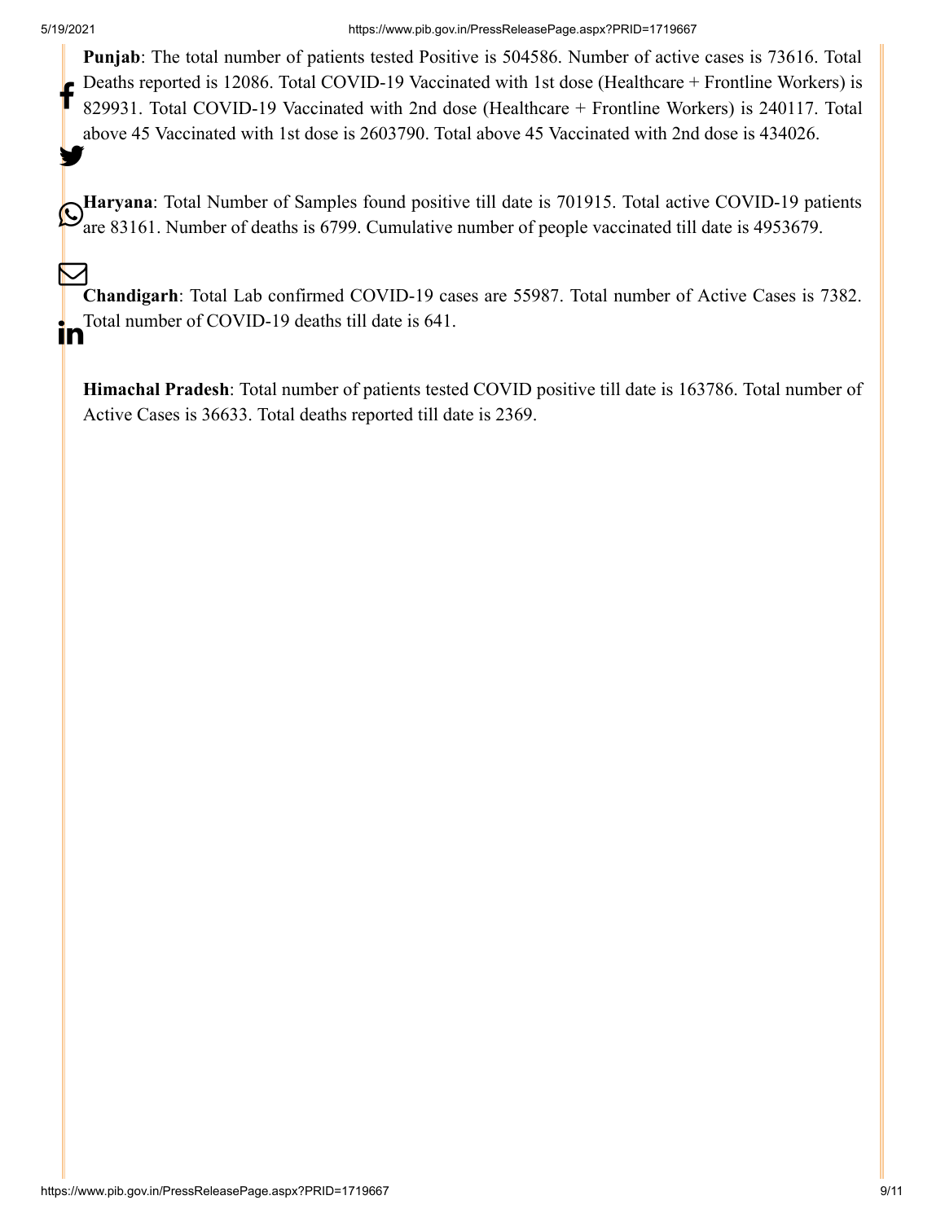**Punjab**: The total number of patients tested Positive is 504586. Number of active cases is 73616. Total Deaths reported is 12086. Total COVID-19 Vaccinated with 1st dose (Healthcare + Frontline Workers) is 829931. Total COVID-19 Vaccinated with 2nd dose (Healthcare + Frontline Workers) is 240117. Total above 45 Vaccinated with 1st dose is 2603790. Total above 45 Vaccinated with 2nd dose is 434026.

**Haryana**: Total Number of Samples found positive till date is 701915. Total active COVID-19 patients are 83161. Number of deaths is 6799. Cumulative number of people vaccinated till date is 4953679.

**Chandigarh**: Total Lab confirmed COVID-19 cases are 55987. Total number of Active Cases is 7382. Total number of COVID-19 deaths till date is 641.

**Himachal Pradesh**: Total number of patients tested COVID positive till date is 163786. Total number of Active Cases is 36633. Total deaths reported till date is 2369.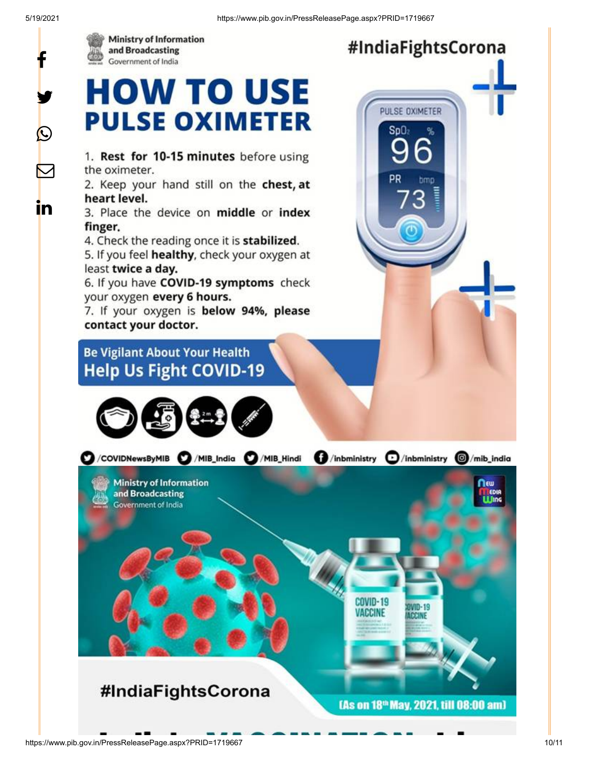Ministry of Information and Broadcasting
Government of India

#IndiaFightsCorona

# HOW TO USE PULSE OXIMETER

1. **Rest for 10-15 minutes** before using the oximeter.
2. Keep your hand still on the **chest, at heart level.**
3. Place the device on **middle** or **index finger.**
4. Check the reading once it is **stabilized.**
5. If you feel **healthy**, check your oxygen at least **twice a day.**
6. If you have **COVID-19 symptoms** check your oxygen **every 6 hours.**
7. If your oxygen is **below 94%, please contact your doctor.**

PULSE OXIMETER
$SpO_2$ % 96
PR bmp 73

**Be Vigilant About Your Health**
**Help Us Fight COVID-19**

/COVIDNewsByMIB /MIB_India /MIB_Hindi /inbministry /inbministry /mib_india

Ministry of Information and Broadcasting
Government of India

New Media Wing

COVID-19 VACCINE

#IndiaFightsCorona

(As on 18th May, 2021, till 08:00 am)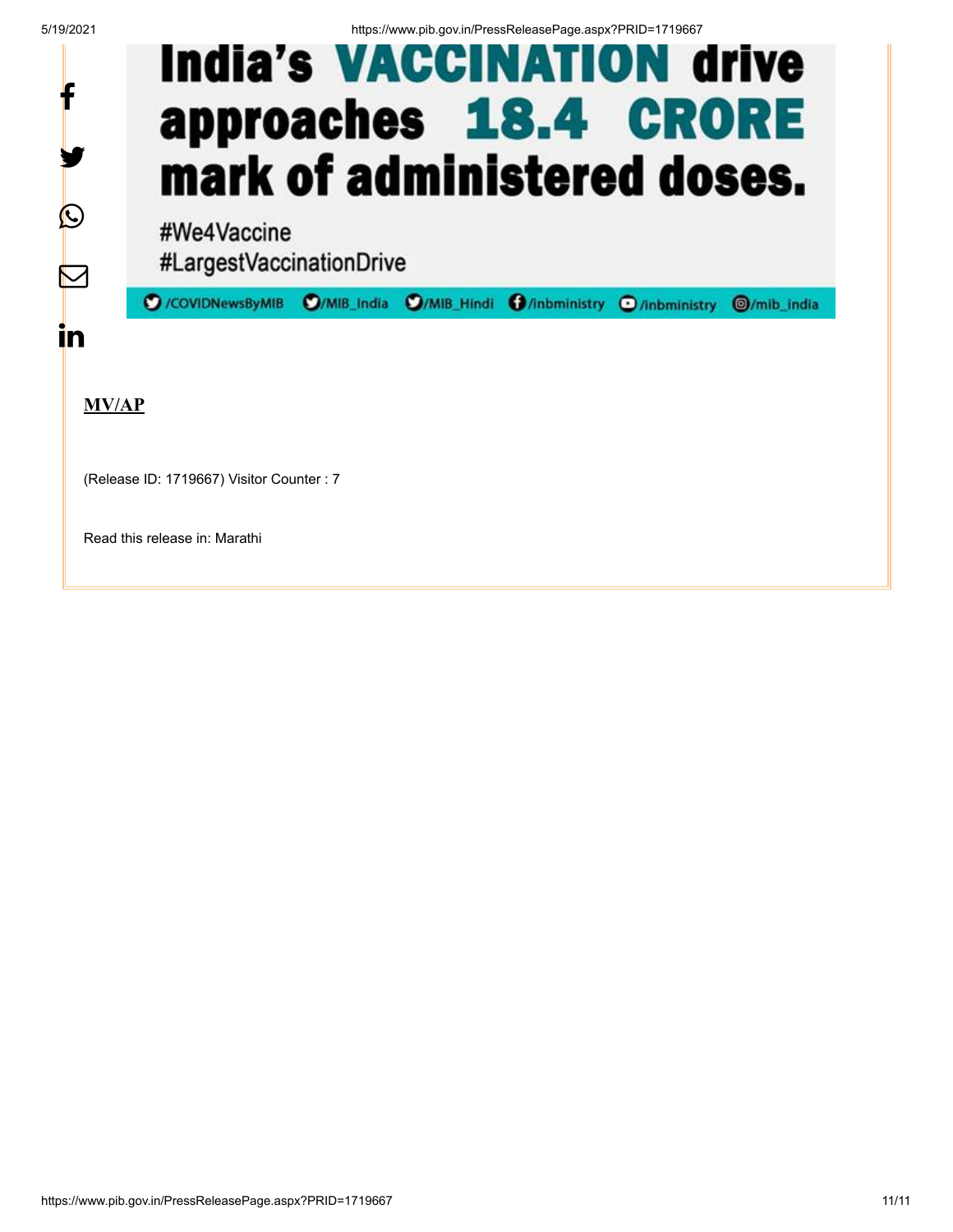India's VACCINATION drive approaches 18.4 CRORE mark of administered doses.

#We4Vaccine
#LargestVaccinationDrive

/COVIDNewsByMIB /MIB_India /MIB_Hindi /inbministry /inbministry /mib_india

**MV/AP**

(Release ID: 1719667) Visitor Counter : 7

Read this release in: Marathi